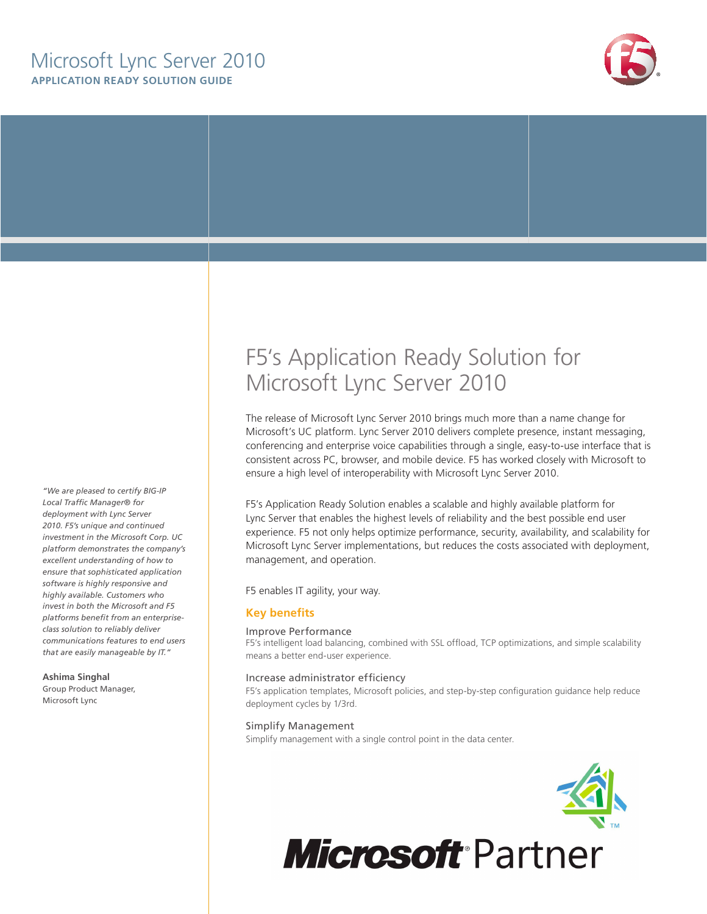# Microsoft Lync Server 2010

**APPLICATION READY SOLUTION GUIDE**

## F5's Application Ready Solution for Microsoft Lync Server 2010

The release of Microsoft Lync Server 2010 brings much more than a name change for Microsoft's UC platform. Lync Server 2010 delivers complete presence, instant messaging, conferencing and enterprise voice capabilities through a single, easy-to-use interface that is consistent across PC, browser, and mobile device. F5 has worked closely with Microsoft to ensure a high level of interoperability with Microsoft Lync Server 2010.

F5's Application Ready Solution enables a scalable and highly available platform for Lync Server that enables the highest levels of reliability and the best possible end user experience. F5 not only helps optimize performance, security, availability, and scalability for Microsoft Lync Server implementations, but reduces the costs associated with deployment, management, and operation.

F5 enables IT agility, your way.

### Key benefits

**Improve Performance**

F5's intelligent load balancing, combined with SSL offload, TCP optimizations, and simple scalability means a better end-user experience.

**Increase administrator efficiency**

F5's application templates, Microsoft policies, and step-by-step configuration guidance help reduce deployment cycles by 1/3rd.

**Simplify Management**

Simplify management with a single control point in the data center.

*"We are pleased to certify BIG-IP Local Traffic Manager® for deployment with Lync Server 2010. F5's unique and continued investment in the Microsoft Corp. UC platform demonstrates the company's excellent understanding of how to ensure that sophisticated application software is highly responsive and highly available. Customers who invest in both the Microsoft and F5 platforms benefit from an enterprise-class solution to reliably deliver communications features to end users that are easily manageable by IT."*

**Ashima Singhal**
Group Product Manager,
Microsoft Lync

Microsoft Partner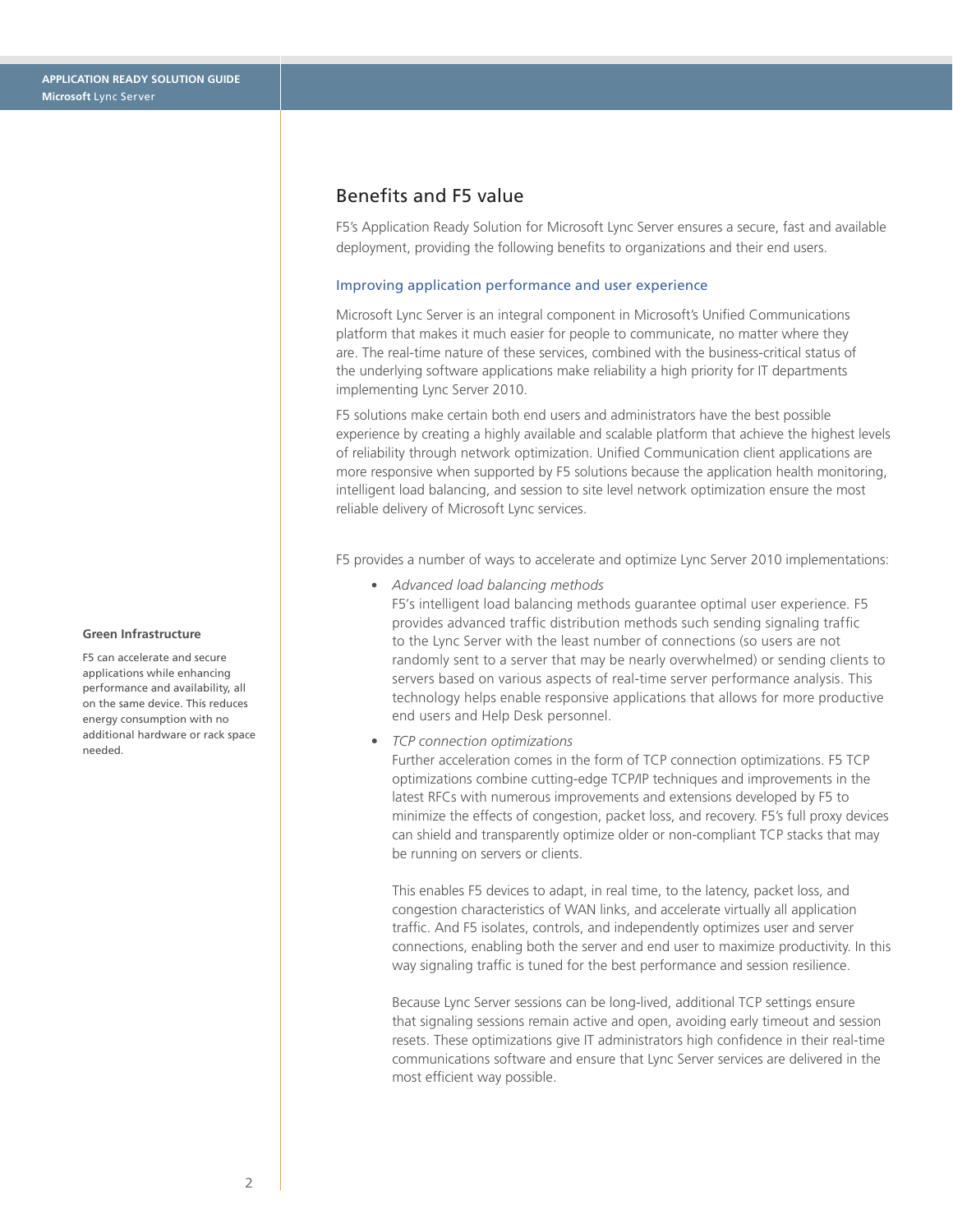## Benefits and F5 value

F5's Application Ready Solution for Microsoft Lync Server ensures a secure, fast and available deployment, providing the following benefits to organizations and their end users.

### Improving application performance and user experience

Microsoft Lync Server is an integral component in Microsoft's Unified Communications platform that makes it much easier for people to communicate, no matter where they are. The real-time nature of these services, combined with the business-critical status of the underlying software applications make reliability a high priority for IT departments implementing Lync Server 2010.

F5 solutions make certain both end users and administrators have the best possible experience by creating a highly available and scalable platform that achieve the highest levels of reliability through network optimization. Unified Communication client applications are more responsive when supported by F5 solutions because the application health monitoring, intelligent load balancing, and session to site level network optimization ensure the most reliable delivery of Microsoft Lync services.

F5 provides a number of ways to accelerate and optimize Lync Server 2010 implementations:

- *Advanced load balancing methods*
  F5's intelligent load balancing methods guarantee optimal user experience. F5 provides advanced traffic distribution methods such sending signaling traffic to the Lync Server with the least number of connections (so users are not randomly sent to a server that may be nearly overwhelmed) or sending clients to servers based on various aspects of real-time server performance analysis. This technology helps enable responsive applications that allows for more productive end users and Help Desk personnel.
- *TCP connection optimizations*
  Further acceleration comes in the form of TCP connection optimizations. F5 TCP optimizations combine cutting-edge TCP/IP techniques and improvements in the latest RFCs with numerous improvements and extensions developed by F5 to minimize the effects of congestion, packet loss, and recovery. F5's full proxy devices can shield and transparently optimize older or non-compliant TCP stacks that may be running on servers or clients.

  This enables F5 devices to adapt, in real time, to the latency, packet loss, and congestion characteristics of WAN links, and accelerate virtually all application traffic. And F5 isolates, controls, and independently optimizes user and server connections, enabling both the server and end user to maximize productivity. In this way signaling traffic is tuned for the best performance and session resilience.

  Because Lync Server sessions can be long-lived, additional TCP settings ensure that signaling sessions remain active and open, avoiding early timeout and session resets. These optimizations give IT administrators high confidence in their real-time communications software and ensure that Lync Server services are delivered in the most efficient way possible.

**Green Infrastructure**

F5 can accelerate and secure applications while enhancing performance and availability, all on the same device. This reduces energy consumption with no additional hardware or rack space needed.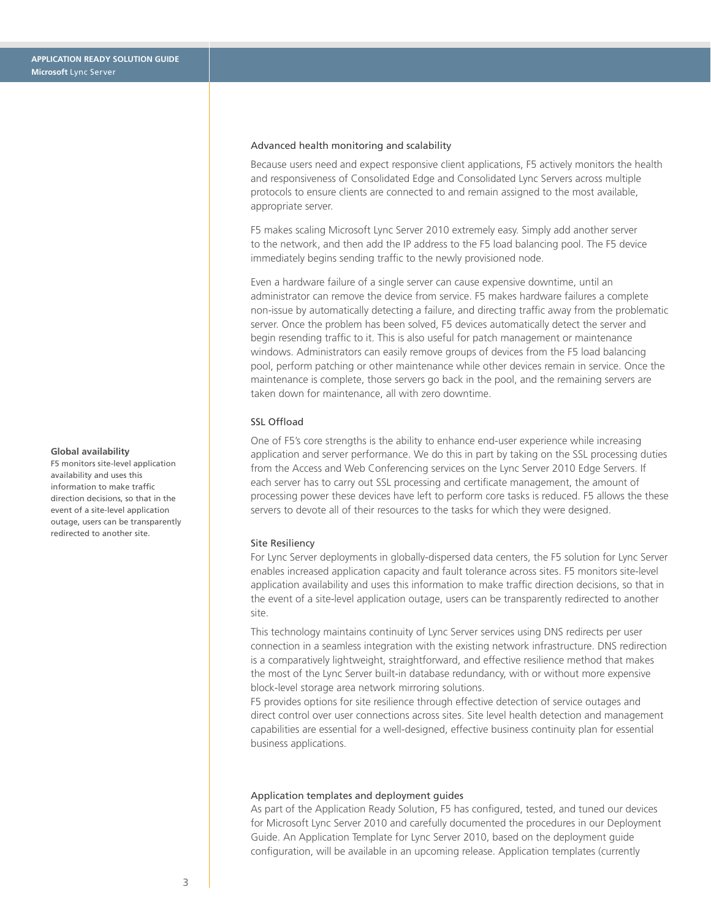## Advanced health monitoring and scalability

Because users need and expect responsive client applications, F5 actively monitors the health and responsiveness of Consolidated Edge and Consolidated Lync Servers across multiple protocols to ensure clients are connected to and remain assigned to the most available, appropriate server.

F5 makes scaling Microsoft Lync Server 2010 extremely easy. Simply add another server to the network, and then add the IP address to the F5 load balancing pool. The F5 device immediately begins sending traffic to the newly provisioned node.

Even a hardware failure of a single server can cause expensive downtime, until an administrator can remove the device from service. F5 makes hardware failures a complete non-issue by automatically detecting a failure, and directing traffic away from the problematic server. Once the problem has been solved, F5 devices automatically detect the server and begin resending traffic to it. This is also useful for patch management or maintenance windows. Administrators can easily remove groups of devices from the F5 load balancing pool, perform patching or other maintenance while other devices remain in service. Once the maintenance is complete, those servers go back in the pool, and the remaining servers are taken down for maintenance, all with zero downtime.

## SSL Offload

One of F5's core strengths is the ability to enhance end-user experience while increasing application and server performance. We do this in part by taking on the SSL processing duties from the Access and Web Conferencing services on the Lync Server 2010 Edge Servers. If each server has to carry out SSL processing and certificate management, the amount of processing power these devices have left to perform core tasks is reduced. F5 allows the these servers to devote all of their resources to the tasks for which they were designed.

**Global availability**
F5 monitors site-level application availability and uses this information to make traffic direction decisions, so that in the event of a site-level application outage, users can be transparently redirected to another site.

## Site Resiliency

For Lync Server deployments in globally-dispersed data centers, the F5 solution for Lync Server enables increased application capacity and fault tolerance across sites. F5 monitors site-level application availability and uses this information to make traffic direction decisions, so that in the event of a site-level application outage, users can be transparently redirected to another site.

This technology maintains continuity of Lync Server services using DNS redirects per user connection in a seamless integration with the existing network infrastructure. DNS redirection is a comparatively lightweight, straightforward, and effective resilience method that makes the most of the Lync Server built-in database redundancy, with or without more expensive block-level storage area network mirroring solutions.

F5 provides options for site resilience through effective detection of service outages and direct control over user connections across sites. Site level health detection and management capabilities are essential for a well-designed, effective business continuity plan for essential business applications.

## Application templates and deployment guides

As part of the Application Ready Solution, F5 has configured, tested, and tuned our devices for Microsoft Lync Server 2010 and carefully documented the procedures in our Deployment Guide. An Application Template for Lync Server 2010, based on the deployment guide configuration, will be available in an upcoming release. Application templates (currently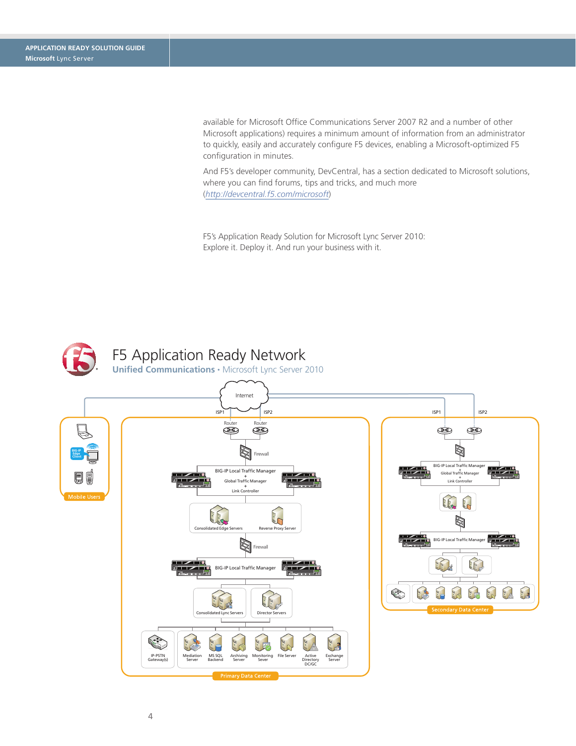available for Microsoft Office Communications Server 2007 R2 and a number of other Microsoft applications) requires a minimum amount of information from an administrator to quickly, easily and accurately configure F5 devices, enabling a Microsoft-optimized F5 configuration in minutes.

And F5's developer community, DevCentral, has a section dedicated to Microsoft solutions, where you can find forums, tips and tricks, and much more (*http://devcentral.f5.com/microsoft*)

F5's Application Ready Solution for Microsoft Lync Server 2010: Explore it. Deploy it. And run your business with it.

# F5 Application Ready Network

**Unified Communications** • Microsoft Lync Server 2010

Internet

ISP1 ISP2 ISP1 ISP2

Router Router

Firewall

BIG-IP Local Traffic Manager + Global Traffic Manager + Link Controller

Consolidated Edge Servers  Reverse Proxy Server

Firewall

BIG-IP Local Traffic Manager

Consolidated Lync Servers  Director Servers

IP-PSTN Gateway(s)  Mediation Server  MS SQL Backend  Archiving Server  Monitoring Sever  File Server  Active Directory DC/GC  Exchange Server

Primary Data Center

BIG-IP Edge Client

Mobile Users

BIG-IP Local Traffic Manager + Global Traffic Manager + Link Controller

BIG-IP Local Traffic Manager

Secondary Data Center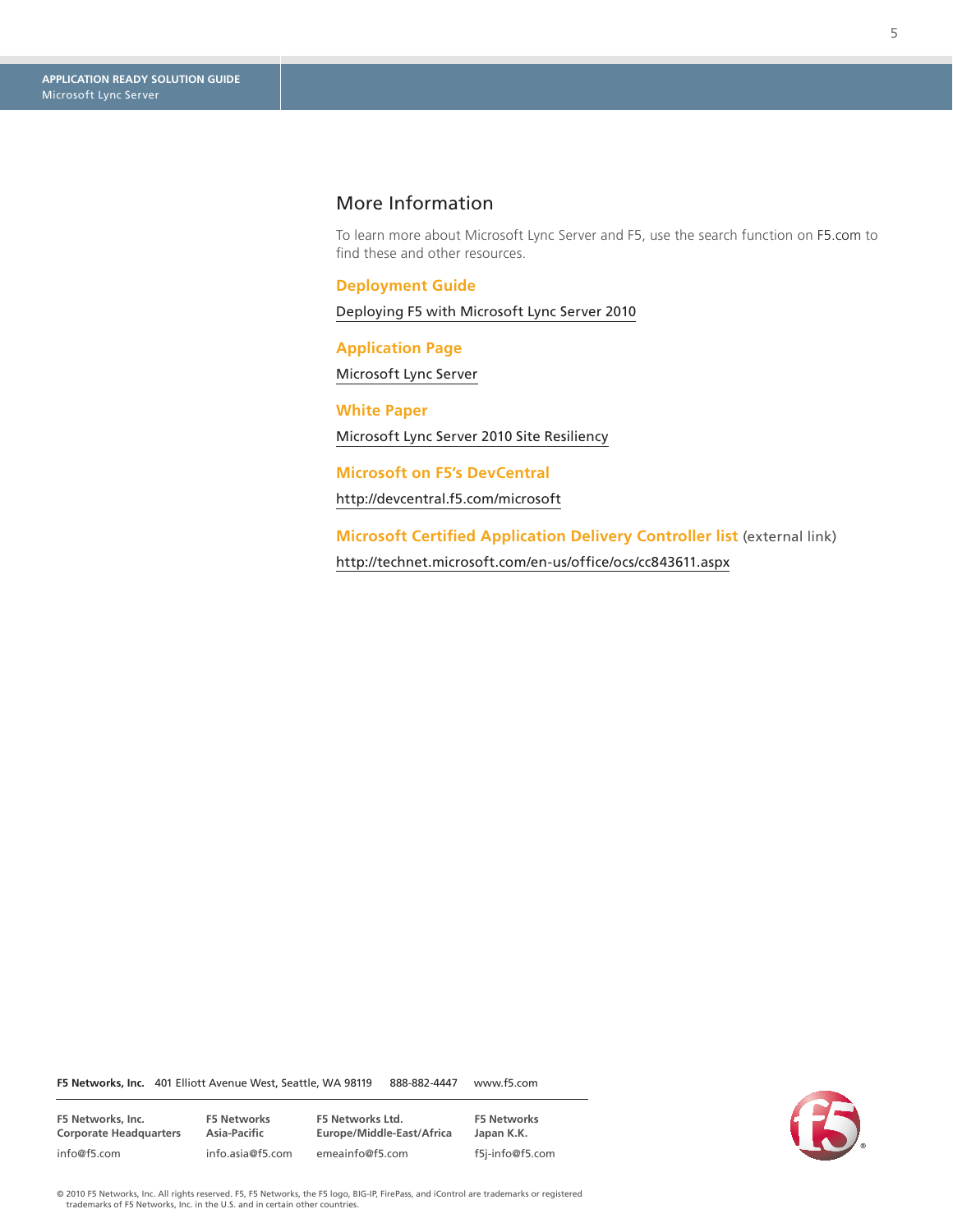## More Information

To learn more about Microsoft Lync Server and F5, use the search function on F5.com to find these and other resources.

**Deployment Guide**

Deploying F5 with Microsoft Lync Server 2010

**Application Page**

Microsoft Lync Server

**White Paper**

Microsoft Lync Server 2010 Site Resiliency

**Microsoft on F5's DevCentral**

http://devcentral.f5.com/microsoft

**Microsoft Certified Application Delivery Controller list** (external link)

http://technet.microsoft.com/en-us/office/ocs/cc843611.aspx

**F5 Networks, Inc.** 401 Elliott Avenue West, Seattle, WA 98119 888-882-4447 www.f5.com

| | | | |
|---|---|---|---|
| **F5 Networks, Inc. Corporate Headquarters** | **F5 Networks Asia-Pacific** | **F5 Networks Ltd. Europe/Middle-East/Africa** | **F5 Networks Japan K.K.** |
| info@f5.com | info.asia@f5.com | emeainfo@f5.com | f5j-info@f5.com |

© 2010 F5 Networks, Inc. All rights reserved. F5, F5 Networks, the F5 logo, BIG-IP, FirePass, and iControl are trademarks or registered trademarks of F5 Networks, Inc. in the U.S. and in certain other countries.